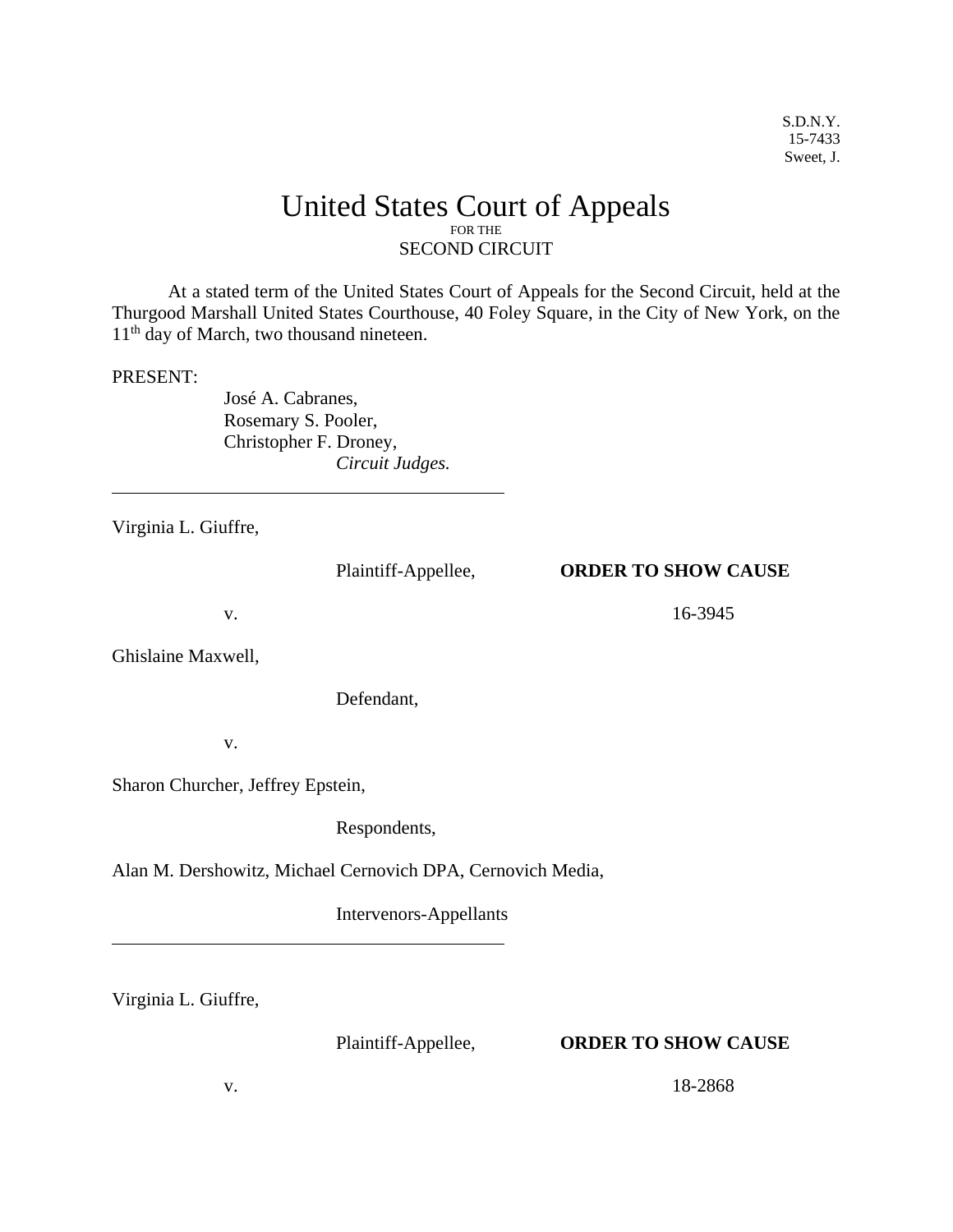S.D.N.Y.
15-7433
Sweet, J.

# United States Court of Appeals
FOR THE
SECOND CIRCUIT

At a stated term of the United States Court of Appeals for the Second Circuit, held at the Thurgood Marshall United States Courthouse, 40 Foley Square, in the City of New York, on the 11th day of March, two thousand nineteen.

PRESENT:

José A. Cabranes,
Rosemary S. Pooler,
Christopher F. Droney,
*Circuit Judges.*

---

Virginia L. Giuffre,

Plaintiff-Appellee, **ORDER TO SHOW CAUSE**

v. 16-3945

Ghislaine Maxwell,

Defendant,

v.

Sharon Churcher, Jeffrey Epstein,

Respondents,

Alan M. Dershowitz, Michael Cernovich DPA, Cernovich Media,

Intervenors-Appellants

---

Virginia L. Giuffre,

Plaintiff-Appellee, **ORDER TO SHOW CAUSE**

v. 18-2868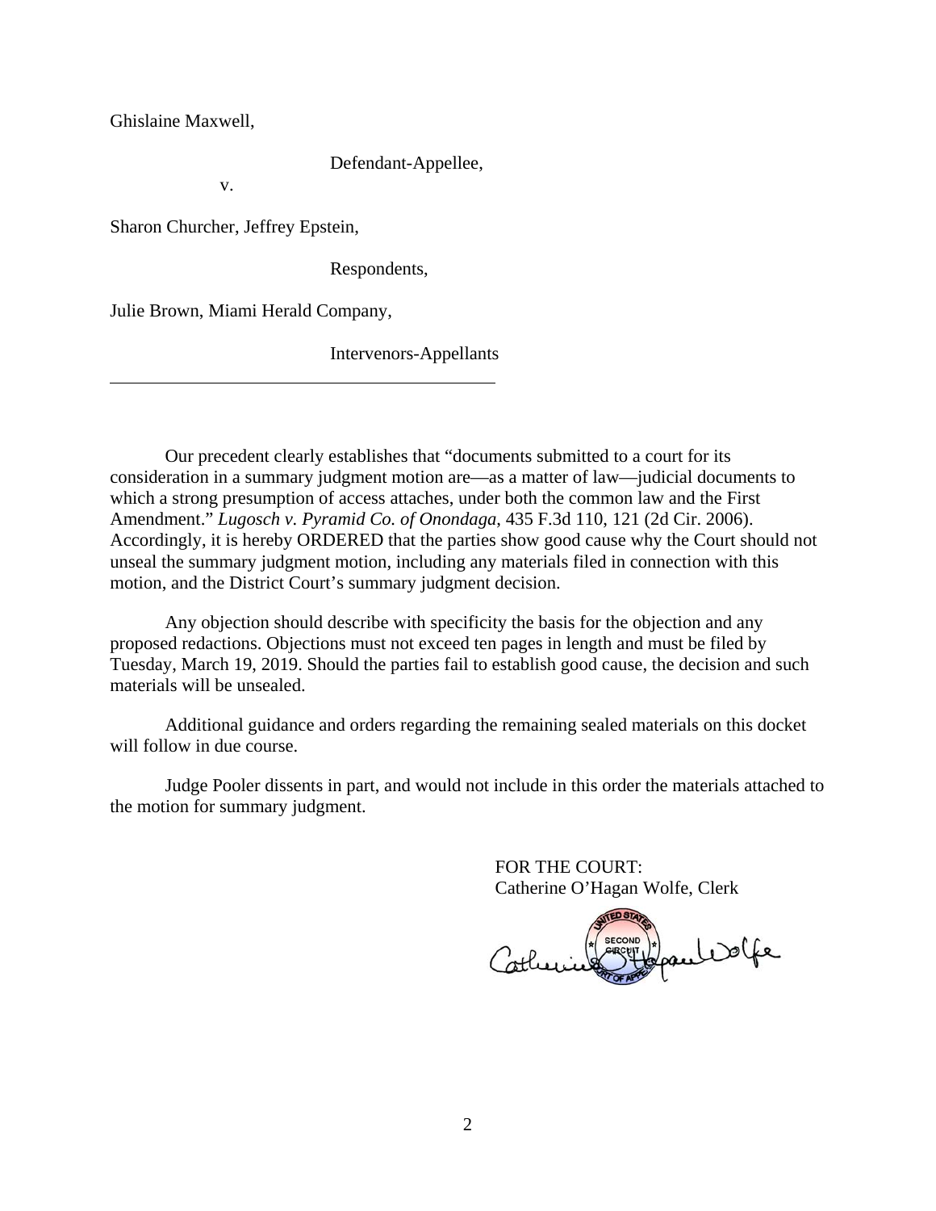Ghislaine Maxwell,

Defendant-Appellee,

v.

Sharon Churcher, Jeffrey Epstein,

Respondents,

Julie Brown, Miami Herald Company,

Intervenors-Appellants

---

Our precedent clearly establishes that "documents submitted to a court for its consideration in a summary judgment motion are—as a matter of law—judicial documents to which a strong presumption of access attaches, under both the common law and the First Amendment." *Lugosch v. Pyramid Co. of Onondaga*, 435 F.3d 110, 121 (2d Cir. 2006). Accordingly, it is hereby ORDERED that the parties show good cause why the Court should not unseal the summary judgment motion, including any materials filed in connection with this motion, and the District Court's summary judgment decision.

Any objection should describe with specificity the basis for the objection and any proposed redactions. Objections must not exceed ten pages in length and must be filed by Tuesday, March 19, 2019. Should the parties fail to establish good cause, the decision and such materials will be unsealed.

Additional guidance and orders regarding the remaining sealed materials on this docket will follow in due course.

Judge Pooler dissents in part, and would not include in this order the materials attached to the motion for summary judgment.

FOR THE COURT:
Catherine O'Hagan Wolfe, Clerk